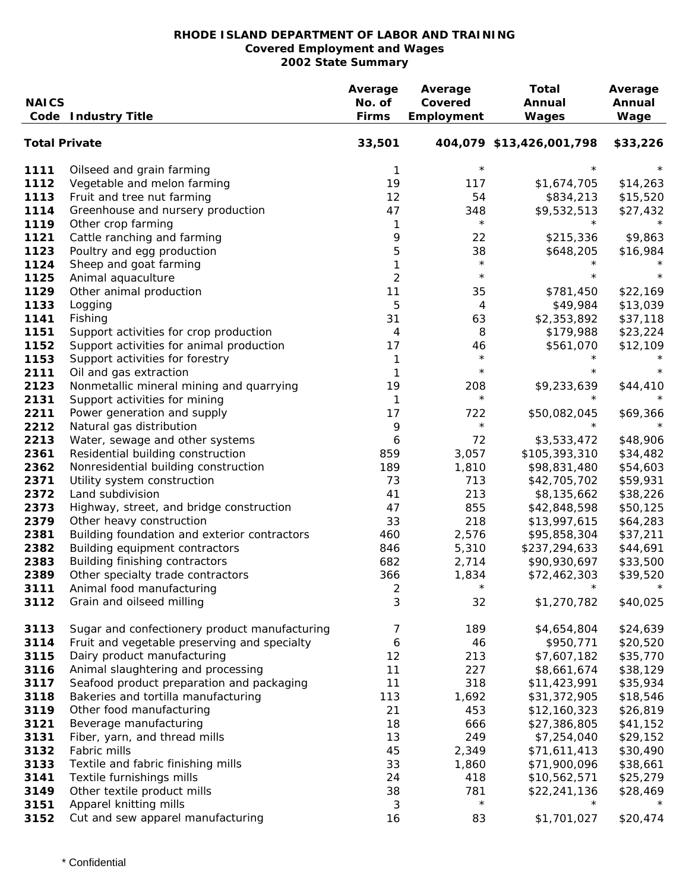**RHODE ISLAND DEPARTMENT OF LABOR AND TRAINING**
**Covered Employment and Wages**
**2002 State Summary**

| NAICS Code | Industry Title | Average No. of Firms | Average Covered Employment | Total Annual Wages | Average Annual Wage |
|---|---|---|---|---|---|
| **Total Private** | | **33,501** | **404,079** | **$13,426,001,798** | **$33,226** |
| 1111 | Oilseed and grain farming | 1 | * | * | * |
| 1112 | Vegetable and melon farming | 19 | 117 | $1,674,705 | $14,263 |
| 1113 | Fruit and tree nut farming | 12 | 54 | $834,213 | $15,520 |
| 1114 | Greenhouse and nursery production | 47 | 348 | $9,532,513 | $27,432 |
| 1119 | Other crop farming | 1 | * | * | * |
| 1121 | Cattle ranching and farming | 9 | 22 | $215,336 | $9,863 |
| 1123 | Poultry and egg production | 5 | 38 | $648,205 | $16,984 |
| 1124 | Sheep and goat farming | 1 | * | * | * |
| 1125 | Animal aquaculture | 2 | * | * | * |
| 1129 | Other animal production | 11 | 35 | $781,450 | $22,169 |
| 1133 | Logging | 5 | 4 | $49,984 | $13,039 |
| 1141 | Fishing | 31 | 63 | $2,353,892 | $37,118 |
| 1151 | Support activities for crop production | 4 | 8 | $179,988 | $23,224 |
| 1152 | Support activities for animal production | 17 | 46 | $561,070 | $12,109 |
| 1153 | Support activities for forestry | 1 | * | * | * |
| 2111 | Oil and gas extraction | 1 | * | * | * |
| 2123 | Nonmetallic mineral mining and quarrying | 19 | 208 | $9,233,639 | $44,410 |
| 2131 | Support activities for mining | 1 | * | * | * |
| 2211 | Power generation and supply | 17 | 722 | $50,082,045 | $69,366 |
| 2212 | Natural gas distribution | 9 | * | * | * |
| 2213 | Water, sewage and other systems | 6 | 72 | $3,533,472 | $48,906 |
| 2361 | Residential building construction | 859 | 3,057 | $105,393,310 | $34,482 |
| 2362 | Nonresidential building construction | 189 | 1,810 | $98,831,480 | $54,603 |
| 2371 | Utility system construction | 73 | 713 | $42,705,702 | $59,931 |
| 2372 | Land subdivision | 41 | 213 | $8,135,662 | $38,226 |
| 2373 | Highway, street, and bridge construction | 47 | 855 | $42,848,598 | $50,125 |
| 2379 | Other heavy construction | 33 | 218 | $13,997,615 | $64,283 |
| 2381 | Building foundation and exterior contractors | 460 | 2,576 | $95,858,304 | $37,211 |
| 2382 | Building equipment contractors | 846 | 5,310 | $237,294,633 | $44,691 |
| 2383 | Building finishing contractors | 682 | 2,714 | $90,930,697 | $33,500 |
| 2389 | Other specialty trade contractors | 366 | 1,834 | $72,462,303 | $39,520 |
| 3111 | Animal food manufacturing | 2 | * | * | * |
| 3112 | Grain and oilseed milling | 3 | 32 | $1,270,782 | $40,025 |
| 3113 | Sugar and confectionery product manufacturing | 7 | 189 | $4,654,804 | $24,639 |
| 3114 | Fruit and vegetable preserving and specialty | 6 | 46 | $950,771 | $20,520 |
| 3115 | Dairy product manufacturing | 12 | 213 | $7,607,182 | $35,770 |
| 3116 | Animal slaughtering and processing | 11 | 227 | $8,661,674 | $38,129 |
| 3117 | Seafood product preparation and packaging | 11 | 318 | $11,423,991 | $35,934 |
| 3118 | Bakeries and tortilla manufacturing | 113 | 1,692 | $31,372,905 | $18,546 |
| 3119 | Other food manufacturing | 21 | 453 | $12,160,323 | $26,819 |
| 3121 | Beverage manufacturing | 18 | 666 | $27,386,805 | $41,152 |
| 3131 | Fiber, yarn, and thread mills | 13 | 249 | $7,254,040 | $29,152 |
| 3132 | Fabric mills | 45 | 2,349 | $71,611,413 | $30,490 |
| 3133 | Textile and fabric finishing mills | 33 | 1,860 | $71,900,096 | $38,661 |
| 3141 | Textile furnishings mills | 24 | 418 | $10,562,571 | $25,279 |
| 3149 | Other textile product mills | 38 | 781 | $22,241,136 | $28,469 |
| 3151 | Apparel knitting mills | 3 | * | * | * |
| 3152 | Cut and sew apparel manufacturing | 16 | 83 | $1,701,027 | $20,474 |

\* Confidential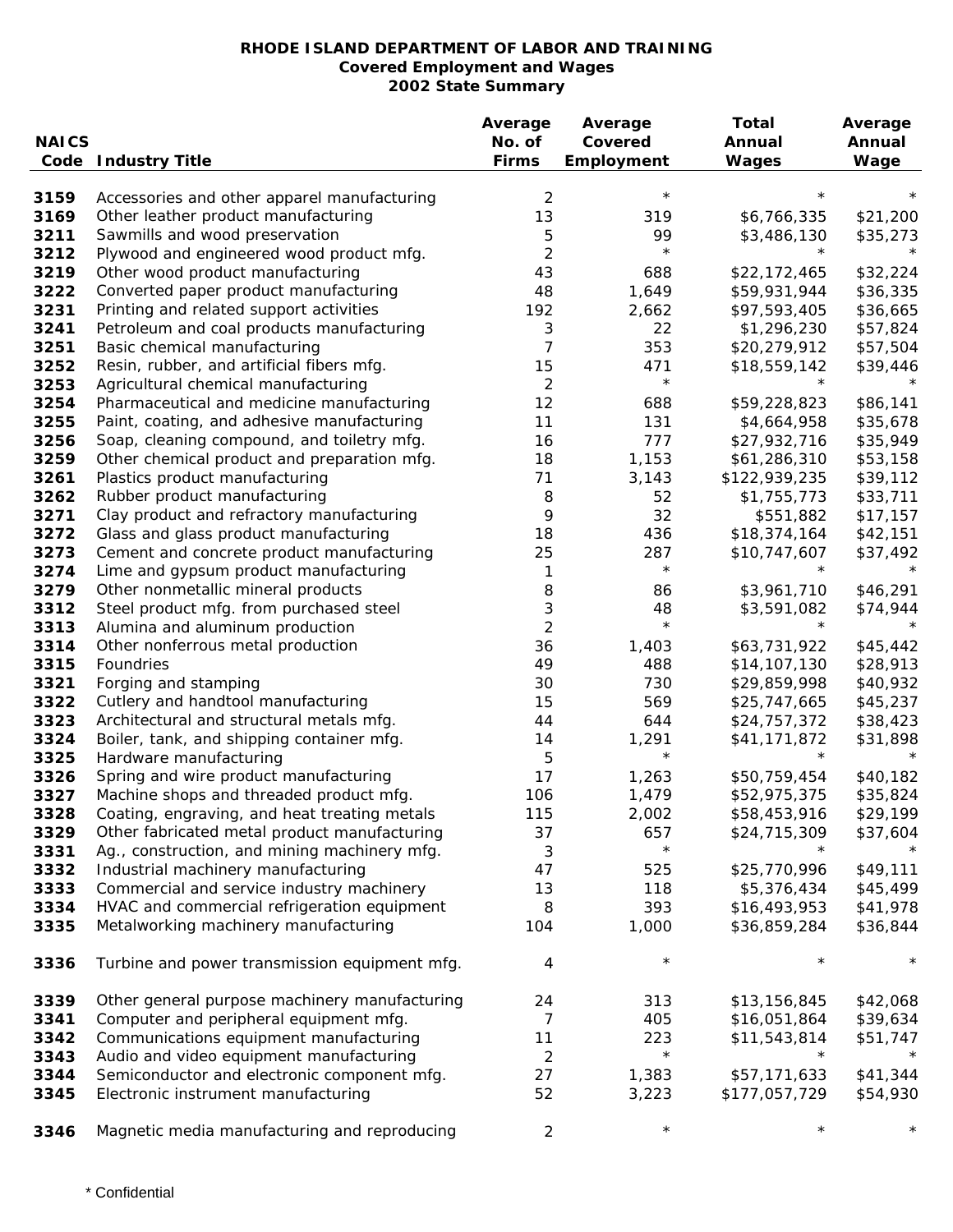**RHODE ISLAND DEPARTMENT OF LABOR AND TRAINING**
**Covered Employment and Wages**
**2002 State Summary**

| NAICS Code | Industry Title | Average No. of Firms | Average Covered Employment | Total Annual Wages | Average Annual Wage |
|---|---|---|---|---|---|
| 3159 | Accessories and other apparel manufacturing | 2 | * | * | * |
| 3169 | Other leather product manufacturing | 13 | 319 | $6,766,335 | $21,200 |
| 3211 | Sawmills and wood preservation | 5 | 99 | $3,486,130 | $35,273 |
| 3212 | Plywood and engineered wood product mfg. | 2 | * | * | * |
| 3219 | Other wood product manufacturing | 43 | 688 | $22,172,465 | $32,224 |
| 3222 | Converted paper product manufacturing | 48 | 1,649 | $59,931,944 | $36,335 |
| 3231 | Printing and related support activities | 192 | 2,662 | $97,593,405 | $36,665 |
| 3241 | Petroleum and coal products manufacturing | 3 | 22 | $1,296,230 | $57,824 |
| 3251 | Basic chemical manufacturing | 7 | 353 | $20,279,912 | $57,504 |
| 3252 | Resin, rubber, and artificial fibers mfg. | 15 | 471 | $18,559,142 | $39,446 |
| 3253 | Agricultural chemical manufacturing | 2 | * | * | * |
| 3254 | Pharmaceutical and medicine manufacturing | 12 | 688 | $59,228,823 | $86,141 |
| 3255 | Paint, coating, and adhesive manufacturing | 11 | 131 | $4,664,958 | $35,678 |
| 3256 | Soap, cleaning compound, and toiletry mfg. | 16 | 777 | $27,932,716 | $35,949 |
| 3259 | Other chemical product and preparation mfg. | 18 | 1,153 | $61,286,310 | $53,158 |
| 3261 | Plastics product manufacturing | 71 | 3,143 | $122,939,235 | $39,112 |
| 3262 | Rubber product manufacturing | 8 | 52 | $1,755,773 | $33,711 |
| 3271 | Clay product and refractory manufacturing | 9 | 32 | $551,882 | $17,157 |
| 3272 | Glass and glass product manufacturing | 18 | 436 | $18,374,164 | $42,151 |
| 3273 | Cement and concrete product manufacturing | 25 | 287 | $10,747,607 | $37,492 |
| 3274 | Lime and gypsum product manufacturing | 1 | * | * | * |
| 3279 | Other nonmetallic mineral products | 8 | 86 | $3,961,710 | $46,291 |
| 3312 | Steel product mfg. from purchased steel | 3 | 48 | $3,591,082 | $74,944 |
| 3313 | Alumina and aluminum production | 2 | * | * | * |
| 3314 | Other nonferrous metal production | 36 | 1,403 | $63,731,922 | $45,442 |
| 3315 | Foundries | 49 | 488 | $14,107,130 | $28,913 |
| 3321 | Forging and stamping | 30 | 730 | $29,859,998 | $40,932 |
| 3322 | Cutlery and handtool manufacturing | 15 | 569 | $25,747,665 | $45,237 |
| 3323 | Architectural and structural metals mfg. | 44 | 644 | $24,757,372 | $38,423 |
| 3324 | Boiler, tank, and shipping container mfg. | 14 | 1,291 | $41,171,872 | $31,898 |
| 3325 | Hardware manufacturing | 5 | * | * | * |
| 3326 | Spring and wire product manufacturing | 17 | 1,263 | $50,759,454 | $40,182 |
| 3327 | Machine shops and threaded product mfg. | 106 | 1,479 | $52,975,375 | $35,824 |
| 3328 | Coating, engraving, and heat treating metals | 115 | 2,002 | $58,453,916 | $29,199 |
| 3329 | Other fabricated metal product manufacturing | 37 | 657 | $24,715,309 | $37,604 |
| 3331 | Ag., construction, and mining machinery mfg. | 3 | * | * | * |
| 3332 | Industrial machinery manufacturing | 47 | 525 | $25,770,996 | $49,111 |
| 3333 | Commercial and service industry machinery | 13 | 118 | $5,376,434 | $45,499 |
| 3334 | HVAC and commercial refrigeration equipment | 8 | 393 | $16,493,953 | $41,978 |
| 3335 | Metalworking machinery manufacturing | 104 | 1,000 | $36,859,284 | $36,844 |
| 3336 | Turbine and power transmission equipment mfg. | 4 | * | * | * |
| 3339 | Other general purpose machinery manufacturing | 24 | 313 | $13,156,845 | $42,068 |
| 3341 | Computer and peripheral equipment mfg. | 7 | 405 | $16,051,864 | $39,634 |
| 3342 | Communications equipment manufacturing | 11 | 223 | $11,543,814 | $51,747 |
| 3343 | Audio and video equipment manufacturing | 2 | * | * | * |
| 3344 | Semiconductor and electronic component mfg. | 27 | 1,383 | $57,171,633 | $41,344 |
| 3345 | Electronic instrument manufacturing | 52 | 3,223 | $177,057,729 | $54,930 |
| 3346 | Magnetic media manufacturing and reproducing | 2 | * | * | * |

\* Confidential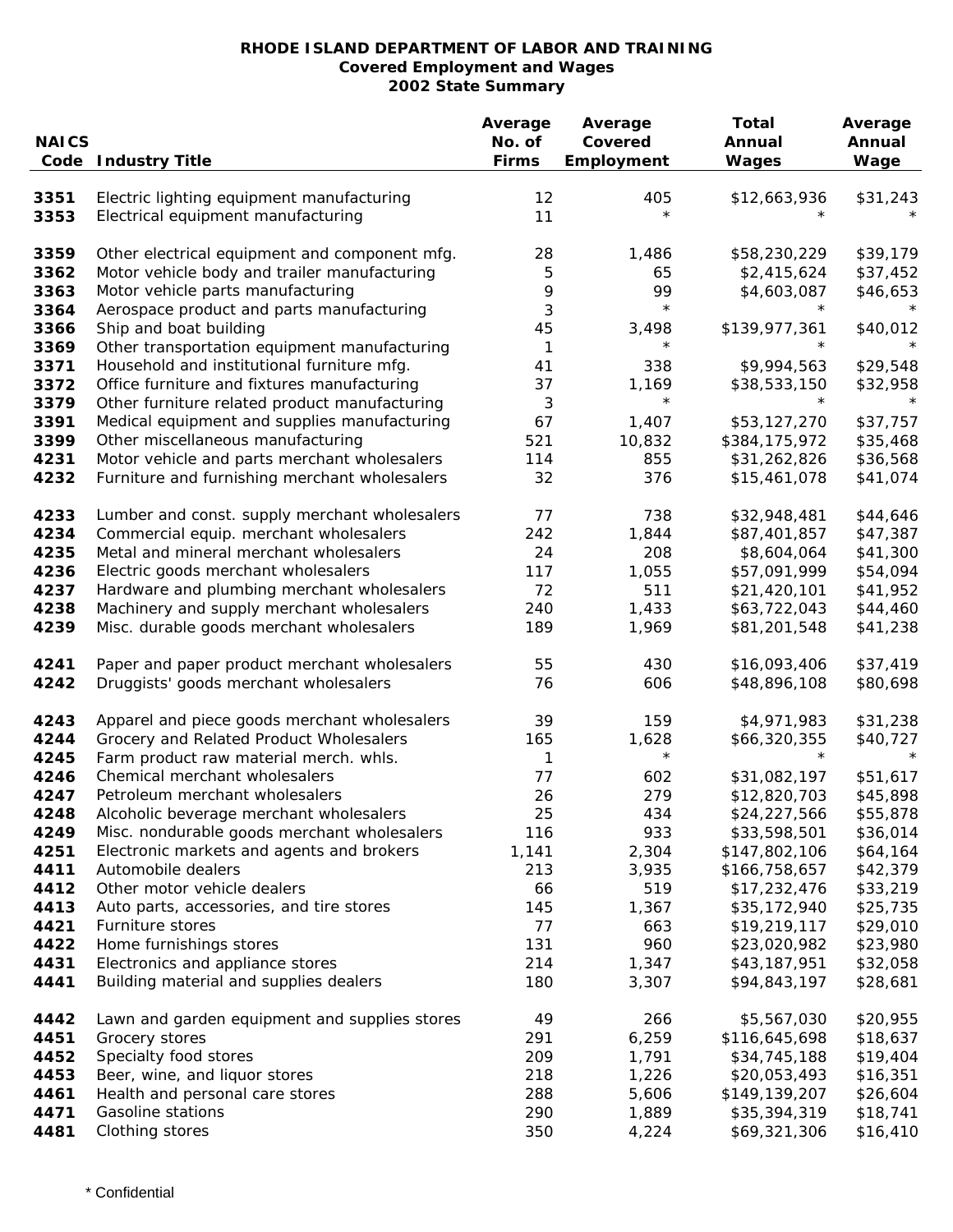**RHODE ISLAND DEPARTMENT OF LABOR AND TRAINING**
**Covered Employment and Wages**
**2002 State Summary**

| NAICS Code | Industry Title | Average No. of Firms | Average Covered Employment | Total Annual Wages | Average Annual Wage |
|---|---|---|---|---|---|
| 3351 | Electric lighting equipment manufacturing | 12 | 405 | $12,663,936 | $31,243 |
| 3353 | Electrical equipment manufacturing | 11 | * | * | * |
| 3359 | Other electrical equipment and component mfg. | 28 | 1,486 | $58,230,229 | $39,179 |
| 3362 | Motor vehicle body and trailer manufacturing | 5 | 65 | $2,415,624 | $37,452 |
| 3363 | Motor vehicle parts manufacturing | 9 | 99 | $4,603,087 | $46,653 |
| 3364 | Aerospace product and parts manufacturing | 3 | * | * | * |
| 3366 | Ship and boat building | 45 | 3,498 | $139,977,361 | $40,012 |
| 3369 | Other transportation equipment manufacturing | 1 | * | * | * |
| 3371 | Household and institutional furniture mfg. | 41 | 338 | $9,994,563 | $29,548 |
| 3372 | Office furniture and fixtures manufacturing | 37 | 1,169 | $38,533,150 | $32,958 |
| 3379 | Other furniture related product manufacturing | 3 | * | * | * |
| 3391 | Medical equipment and supplies manufacturing | 67 | 1,407 | $53,127,270 | $37,757 |
| 3399 | Other miscellaneous manufacturing | 521 | 10,832 | $384,175,972 | $35,468 |
| 4231 | Motor vehicle and parts merchant wholesalers | 114 | 855 | $31,262,826 | $36,568 |
| 4232 | Furniture and furnishing merchant wholesalers | 32 | 376 | $15,461,078 | $41,074 |
| 4233 | Lumber and const. supply merchant wholesalers | 77 | 738 | $32,948,481 | $44,646 |
| 4234 | Commercial equip. merchant wholesalers | 242 | 1,844 | $87,401,857 | $47,387 |
| 4235 | Metal and mineral merchant wholesalers | 24 | 208 | $8,604,064 | $41,300 |
| 4236 | Electric goods merchant wholesalers | 117 | 1,055 | $57,091,999 | $54,094 |
| 4237 | Hardware and plumbing merchant wholesalers | 72 | 511 | $21,420,101 | $41,952 |
| 4238 | Machinery and supply merchant wholesalers | 240 | 1,433 | $63,722,043 | $44,460 |
| 4239 | Misc. durable goods merchant wholesalers | 189 | 1,969 | $81,201,548 | $41,238 |
| 4241 | Paper and paper product merchant wholesalers | 55 | 430 | $16,093,406 | $37,419 |
| 4242 | Druggists' goods merchant wholesalers | 76 | 606 | $48,896,108 | $80,698 |
| 4243 | Apparel and piece goods merchant wholesalers | 39 | 159 | $4,971,983 | $31,238 |
| 4244 | Grocery and Related Product Wholesalers | 165 | 1,628 | $66,320,355 | $40,727 |
| 4245 | Farm product raw material merch. whls. | 1 | * | * | * |
| 4246 | Chemical merchant wholesalers | 77 | 602 | $31,082,197 | $51,617 |
| 4247 | Petroleum merchant wholesalers | 26 | 279 | $12,820,703 | $45,898 |
| 4248 | Alcoholic beverage merchant wholesalers | 25 | 434 | $24,227,566 | $55,878 |
| 4249 | Misc. nondurable goods merchant wholesalers | 116 | 933 | $33,598,501 | $36,014 |
| 4251 | Electronic markets and agents and brokers | 1,141 | 2,304 | $147,802,106 | $64,164 |
| 4411 | Automobile dealers | 213 | 3,935 | $166,758,657 | $42,379 |
| 4412 | Other motor vehicle dealers | 66 | 519 | $17,232,476 | $33,219 |
| 4413 | Auto parts, accessories, and tire stores | 145 | 1,367 | $35,172,940 | $25,735 |
| 4421 | Furniture stores | 77 | 663 | $19,219,117 | $29,010 |
| 4422 | Home furnishings stores | 131 | 960 | $23,020,982 | $23,980 |
| 4431 | Electronics and appliance stores | 214 | 1,347 | $43,187,951 | $32,058 |
| 4441 | Building material and supplies dealers | 180 | 3,307 | $94,843,197 | $28,681 |
| 4442 | Lawn and garden equipment and supplies stores | 49 | 266 | $5,567,030 | $20,955 |
| 4451 | Grocery stores | 291 | 6,259 | $116,645,698 | $18,637 |
| 4452 | Specialty food stores | 209 | 1,791 | $34,745,188 | $19,404 |
| 4453 | Beer, wine, and liquor stores | 218 | 1,226 | $20,053,493 | $16,351 |
| 4461 | Health and personal care stores | 288 | 5,606 | $149,139,207 | $26,604 |
| 4471 | Gasoline stations | 290 | 1,889 | $35,394,319 | $18,741 |
| 4481 | Clothing stores | 350 | 4,224 | $69,321,306 | $16,410 |

\* Confidential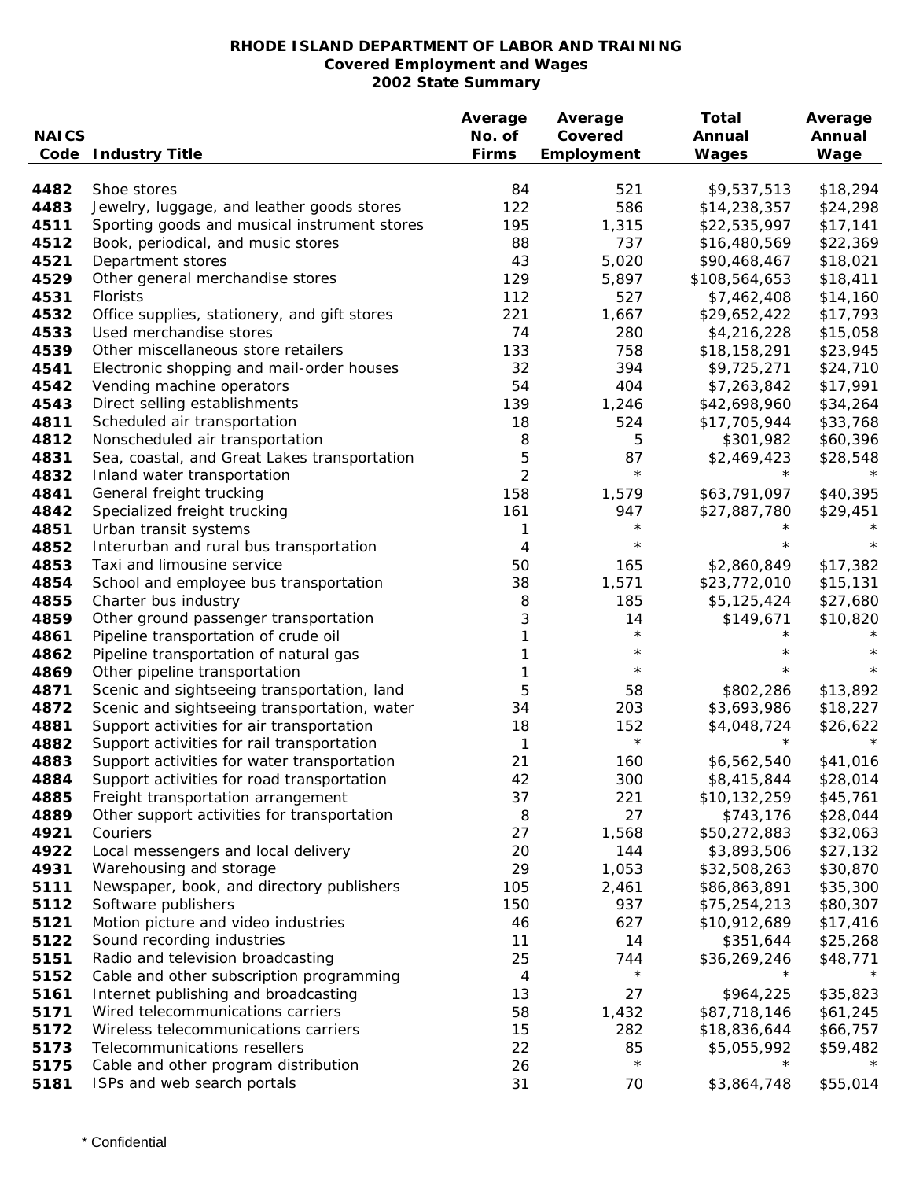**RHODE ISLAND DEPARTMENT OF LABOR AND TRAINING**
**Covered Employment and Wages**
**2002 State Summary**

| NAICS Code | Industry Title | Average No. of Firms | Average Covered Employment | Total Annual Wages | Average Annual Wage |
|---|---|---|---|---|---|
| 4482 | Shoe stores | 84 | 521 | $9,537,513 | $18,294 |
| 4483 | Jewelry, luggage, and leather goods stores | 122 | 586 | $14,238,357 | $24,298 |
| 4511 | Sporting goods and musical instrument stores | 195 | 1,315 | $22,535,997 | $17,141 |
| 4512 | Book, periodical, and music stores | 88 | 737 | $16,480,569 | $22,369 |
| 4521 | Department stores | 43 | 5,020 | $90,468,467 | $18,021 |
| 4529 | Other general merchandise stores | 129 | 5,897 | $108,564,653 | $18,411 |
| 4531 | Florists | 112 | 527 | $7,462,408 | $14,160 |
| 4532 | Office supplies, stationery, and gift stores | 221 | 1,667 | $29,652,422 | $17,793 |
| 4533 | Used merchandise stores | 74 | 280 | $4,216,228 | $15,058 |
| 4539 | Other miscellaneous store retailers | 133 | 758 | $18,158,291 | $23,945 |
| 4541 | Electronic shopping and mail-order houses | 32 | 394 | $9,725,271 | $24,710 |
| 4542 | Vending machine operators | 54 | 404 | $7,263,842 | $17,991 |
| 4543 | Direct selling establishments | 139 | 1,246 | $42,698,960 | $34,264 |
| 4811 | Scheduled air transportation | 18 | 524 | $17,705,944 | $33,768 |
| 4812 | Nonscheduled air transportation | 8 | 5 | $301,982 | $60,396 |
| 4831 | Sea, coastal, and Great Lakes transportation | 5 | 87 | $2,469,423 | $28,548 |
| 4832 | Inland water transportation | 2 | * | * | * |
| 4841 | General freight trucking | 158 | 1,579 | $63,791,097 | $40,395 |
| 4842 | Specialized freight trucking | 161 | 947 | $27,887,780 | $29,451 |
| 4851 | Urban transit systems | 1 | * | * | * |
| 4852 | Interurban and rural bus transportation | 4 | * | * | * |
| 4853 | Taxi and limousine service | 50 | 165 | $2,860,849 | $17,382 |
| 4854 | School and employee bus transportation | 38 | 1,571 | $23,772,010 | $15,131 |
| 4855 | Charter bus industry | 8 | 185 | $5,125,424 | $27,680 |
| 4859 | Other ground passenger transportation | 3 | 14 | $149,671 | $10,820 |
| 4861 | Pipeline transportation of crude oil | 1 | * | * | * |
| 4862 | Pipeline transportation of natural gas | 1 | * | * | * |
| 4869 | Other pipeline transportation | 1 | * | * | * |
| 4871 | Scenic and sightseeing transportation, land | 5 | 58 | $802,286 | $13,892 |
| 4872 | Scenic and sightseeing transportation, water | 34 | 203 | $3,693,986 | $18,227 |
| 4881 | Support activities for air transportation | 18 | 152 | $4,048,724 | $26,622 |
| 4882 | Support activities for rail transportation | 1 | * | * | * |
| 4883 | Support activities for water transportation | 21 | 160 | $6,562,540 | $41,016 |
| 4884 | Support activities for road transportation | 42 | 300 | $8,415,844 | $28,014 |
| 4885 | Freight transportation arrangement | 37 | 221 | $10,132,259 | $45,761 |
| 4889 | Other support activities for transportation | 8 | 27 | $743,176 | $28,044 |
| 4921 | Couriers | 27 | 1,568 | $50,272,883 | $32,063 |
| 4922 | Local messengers and local delivery | 20 | 144 | $3,893,506 | $27,132 |
| 4931 | Warehousing and storage | 29 | 1,053 | $32,508,263 | $30,870 |
| 5111 | Newspaper, book, and directory publishers | 105 | 2,461 | $86,863,891 | $35,300 |
| 5112 | Software publishers | 150 | 937 | $75,254,213 | $80,307 |
| 5121 | Motion picture and video industries | 46 | 627 | $10,912,689 | $17,416 |
| 5122 | Sound recording industries | 11 | 14 | $351,644 | $25,268 |
| 5151 | Radio and television broadcasting | 25 | 744 | $36,269,246 | $48,771 |
| 5152 | Cable and other subscription programming | 4 | * | * | * |
| 5161 | Internet publishing and broadcasting | 13 | 27 | $964,225 | $35,823 |
| 5171 | Wired telecommunications carriers | 58 | 1,432 | $87,718,146 | $61,245 |
| 5172 | Wireless telecommunications carriers | 15 | 282 | $18,836,644 | $66,757 |
| 5173 | Telecommunications resellers | 22 | 85 | $5,055,992 | $59,482 |
| 5175 | Cable and other program distribution | 26 | * | * | * |
| 5181 | ISPs and web search portals | 31 | 70 | $3,864,748 | $55,014 |

\* Confidential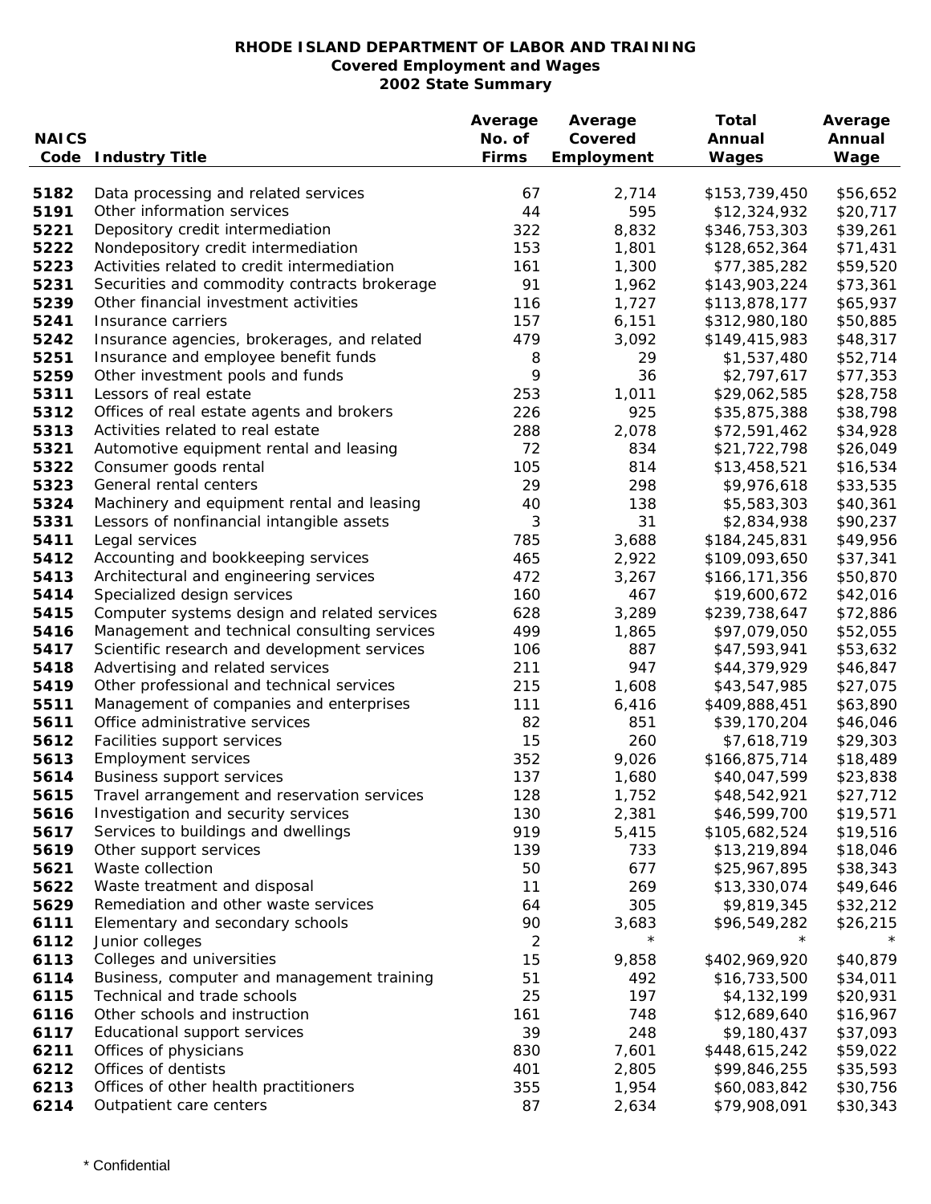**RHODE ISLAND DEPARTMENT OF LABOR AND TRAINING**
**Covered Employment and Wages**
**2002 State Summary**

| NAICS Code | Industry Title | Average No. of Firms | Average Covered Employment | Total Annual Wages | Average Annual Wage |
|---|---|---|---|---|---|
| 5182 | Data processing and related services | 67 | 2,714 | $153,739,450 | $56,652 |
| 5191 | Other information services | 44 | 595 | $12,324,932 | $20,717 |
| 5221 | Depository credit intermediation | 322 | 8,832 | $346,753,303 | $39,261 |
| 5222 | Nondepository credit intermediation | 153 | 1,801 | $128,652,364 | $71,431 |
| 5223 | Activities related to credit intermediation | 161 | 1,300 | $77,385,282 | $59,520 |
| 5231 | Securities and commodity contracts brokerage | 91 | 1,962 | $143,903,224 | $73,361 |
| 5239 | Other financial investment activities | 116 | 1,727 | $113,878,177 | $65,937 |
| 5241 | Insurance carriers | 157 | 6,151 | $312,980,180 | $50,885 |
| 5242 | Insurance agencies, brokerages, and related | 479 | 3,092 | $149,415,983 | $48,317 |
| 5251 | Insurance and employee benefit funds | 8 | 29 | $1,537,480 | $52,714 |
| 5259 | Other investment pools and funds | 9 | 36 | $2,797,617 | $77,353 |
| 5311 | Lessors of real estate | 253 | 1,011 | $29,062,585 | $28,758 |
| 5312 | Offices of real estate agents and brokers | 226 | 925 | $35,875,388 | $38,798 |
| 5313 | Activities related to real estate | 288 | 2,078 | $72,591,462 | $34,928 |
| 5321 | Automotive equipment rental and leasing | 72 | 834 | $21,722,798 | $26,049 |
| 5322 | Consumer goods rental | 105 | 814 | $13,458,521 | $16,534 |
| 5323 | General rental centers | 29 | 298 | $9,976,618 | $33,535 |
| 5324 | Machinery and equipment rental and leasing | 40 | 138 | $5,583,303 | $40,361 |
| 5331 | Lessors of nonfinancial intangible assets | 3 | 31 | $2,834,938 | $90,237 |
| 5411 | Legal services | 785 | 3,688 | $184,245,831 | $49,956 |
| 5412 | Accounting and bookkeeping services | 465 | 2,922 | $109,093,650 | $37,341 |
| 5413 | Architectural and engineering services | 472 | 3,267 | $166,171,356 | $50,870 |
| 5414 | Specialized design services | 160 | 467 | $19,600,672 | $42,016 |
| 5415 | Computer systems design and related services | 628 | 3,289 | $239,738,647 | $72,886 |
| 5416 | Management and technical consulting services | 499 | 1,865 | $97,079,050 | $52,055 |
| 5417 | Scientific research and development services | 106 | 887 | $47,593,941 | $53,632 |
| 5418 | Advertising and related services | 211 | 947 | $44,379,929 | $46,847 |
| 5419 | Other professional and technical services | 215 | 1,608 | $43,547,985 | $27,075 |
| 5511 | Management of companies and enterprises | 111 | 6,416 | $409,888,451 | $63,890 |
| 5611 | Office administrative services | 82 | 851 | $39,170,204 | $46,046 |
| 5612 | Facilities support services | 15 | 260 | $7,618,719 | $29,303 |
| 5613 | Employment services | 352 | 9,026 | $166,875,714 | $18,489 |
| 5614 | Business support services | 137 | 1,680 | $40,047,599 | $23,838 |
| 5615 | Travel arrangement and reservation services | 128 | 1,752 | $48,542,921 | $27,712 |
| 5616 | Investigation and security services | 130 | 2,381 | $46,599,700 | $19,571 |
| 5617 | Services to buildings and dwellings | 919 | 5,415 | $105,682,524 | $19,516 |
| 5619 | Other support services | 139 | 733 | $13,219,894 | $18,046 |
| 5621 | Waste collection | 50 | 677 | $25,967,895 | $38,343 |
| 5622 | Waste treatment and disposal | 11 | 269 | $13,330,074 | $49,646 |
| 5629 | Remediation and other waste services | 64 | 305 | $9,819,345 | $32,212 |
| 6111 | Elementary and secondary schools | 90 | 3,683 | $96,549,282 | $26,215 |
| 6112 | Junior colleges | 2 | * | * | * |
| 6113 | Colleges and universities | 15 | 9,858 | $402,969,920 | $40,879 |
| 6114 | Business, computer and management training | 51 | 492 | $16,733,500 | $34,011 |
| 6115 | Technical and trade schools | 25 | 197 | $4,132,199 | $20,931 |
| 6116 | Other schools and instruction | 161 | 748 | $12,689,640 | $16,967 |
| 6117 | Educational support services | 39 | 248 | $9,180,437 | $37,093 |
| 6211 | Offices of physicians | 830 | 7,601 | $448,615,242 | $59,022 |
| 6212 | Offices of dentists | 401 | 2,805 | $99,846,255 | $35,593 |
| 6213 | Offices of other health practitioners | 355 | 1,954 | $60,083,842 | $30,756 |
| 6214 | Outpatient care centers | 87 | 2,634 | $79,908,091 | $30,343 |

\* Confidential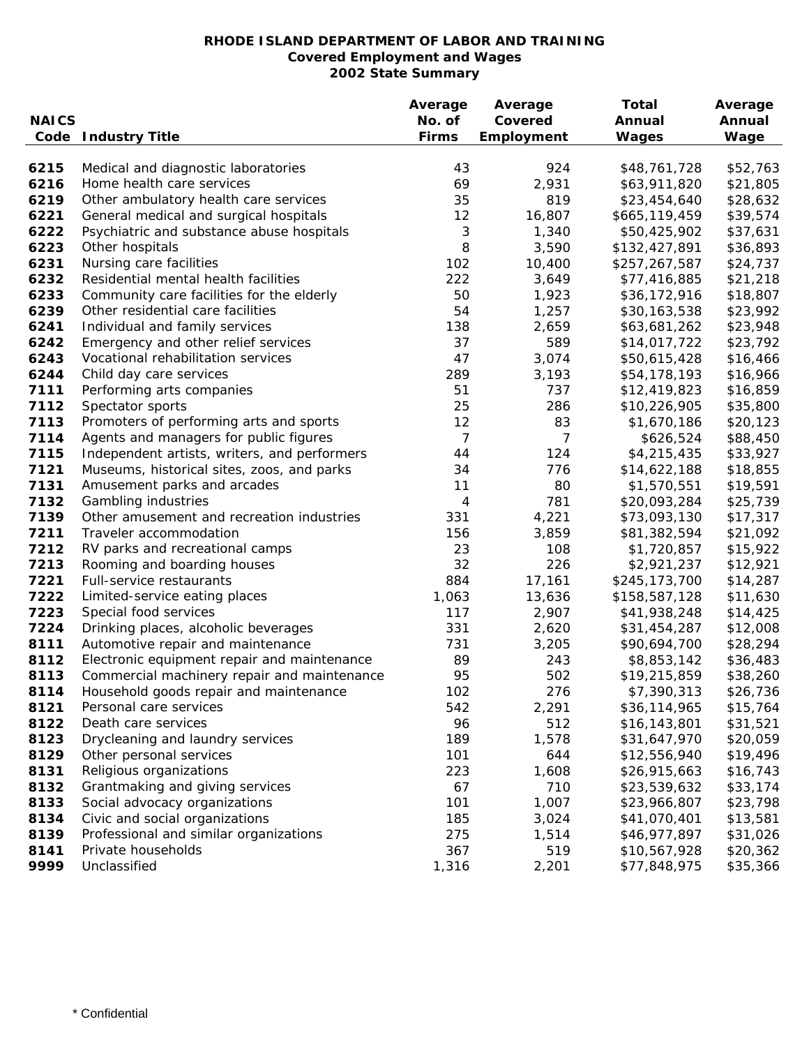**RHODE ISLAND DEPARTMENT OF LABOR AND TRAINING**
**Covered Employment and Wages**
**2002 State Summary**

| NAICS Code | Industry Title | Average No. of Firms | Average Covered Employment | Total Annual Wages | Average Annual Wage |
|---|---|---|---|---|---|
| 6215 | Medical and diagnostic laboratories | 43 | 924 | $48,761,728 | $52,763 |
| 6216 | Home health care services | 69 | 2,931 | $63,911,820 | $21,805 |
| 6219 | Other ambulatory health care services | 35 | 819 | $23,454,640 | $28,632 |
| 6221 | General medical and surgical hospitals | 12 | 16,807 | $665,119,459 | $39,574 |
| 6222 | Psychiatric and substance abuse hospitals | 3 | 1,340 | $50,425,902 | $37,631 |
| 6223 | Other hospitals | 8 | 3,590 | $132,427,891 | $36,893 |
| 6231 | Nursing care facilities | 102 | 10,400 | $257,267,587 | $24,737 |
| 6232 | Residential mental health facilities | 222 | 3,649 | $77,416,885 | $21,218 |
| 6233 | Community care facilities for the elderly | 50 | 1,923 | $36,172,916 | $18,807 |
| 6239 | Other residential care facilities | 54 | 1,257 | $30,163,538 | $23,992 |
| 6241 | Individual and family services | 138 | 2,659 | $63,681,262 | $23,948 |
| 6242 | Emergency and other relief services | 37 | 589 | $14,017,722 | $23,792 |
| 6243 | Vocational rehabilitation services | 47 | 3,074 | $50,615,428 | $16,466 |
| 6244 | Child day care services | 289 | 3,193 | $54,178,193 | $16,966 |
| 7111 | Performing arts companies | 51 | 737 | $12,419,823 | $16,859 |
| 7112 | Spectator sports | 25 | 286 | $10,226,905 | $35,800 |
| 7113 | Promoters of performing arts and sports | 12 | 83 | $1,670,186 | $20,123 |
| 7114 | Agents and managers for public figures | 7 | 7 | $626,524 | $88,450 |
| 7115 | Independent artists, writers, and performers | 44 | 124 | $4,215,435 | $33,927 |
| 7121 | Museums, historical sites, zoos, and parks | 34 | 776 | $14,622,188 | $18,855 |
| 7131 | Amusement parks and arcades | 11 | 80 | $1,570,551 | $19,591 |
| 7132 | Gambling industries | 4 | 781 | $20,093,284 | $25,739 |
| 7139 | Other amusement and recreation industries | 331 | 4,221 | $73,093,130 | $17,317 |
| 7211 | Traveler accommodation | 156 | 3,859 | $81,382,594 | $21,092 |
| 7212 | RV parks and recreational camps | 23 | 108 | $1,720,857 | $15,922 |
| 7213 | Rooming and boarding houses | 32 | 226 | $2,921,237 | $12,921 |
| 7221 | Full-service restaurants | 884 | 17,161 | $245,173,700 | $14,287 |
| 7222 | Limited-service eating places | 1,063 | 13,636 | $158,587,128 | $11,630 |
| 7223 | Special food services | 117 | 2,907 | $41,938,248 | $14,425 |
| 7224 | Drinking places, alcoholic beverages | 331 | 2,620 | $31,454,287 | $12,008 |
| 8111 | Automotive repair and maintenance | 731 | 3,205 | $90,694,700 | $28,294 |
| 8112 | Electronic equipment repair and maintenance | 89 | 243 | $8,853,142 | $36,483 |
| 8113 | Commercial machinery repair and maintenance | 95 | 502 | $19,215,859 | $38,260 |
| 8114 | Household goods repair and maintenance | 102 | 276 | $7,390,313 | $26,736 |
| 8121 | Personal care services | 542 | 2,291 | $36,114,965 | $15,764 |
| 8122 | Death care services | 96 | 512 | $16,143,801 | $31,521 |
| 8123 | Drycleaning and laundry services | 189 | 1,578 | $31,647,970 | $20,059 |
| 8129 | Other personal services | 101 | 644 | $12,556,940 | $19,496 |
| 8131 | Religious organizations | 223 | 1,608 | $26,915,663 | $16,743 |
| 8132 | Grantmaking and giving services | 67 | 710 | $23,539,632 | $33,174 |
| 8133 | Social advocacy organizations | 101 | 1,007 | $23,966,807 | $23,798 |
| 8134 | Civic and social organizations | 185 | 3,024 | $41,070,401 | $13,581 |
| 8139 | Professional and similar organizations | 275 | 1,514 | $46,977,897 | $31,026 |
| 8141 | Private households | 367 | 519 | $10,567,928 | $20,362 |
| 9999 | Unclassified | 1,316 | 2,201 | $77,848,975 | $35,366 |

* Confidential